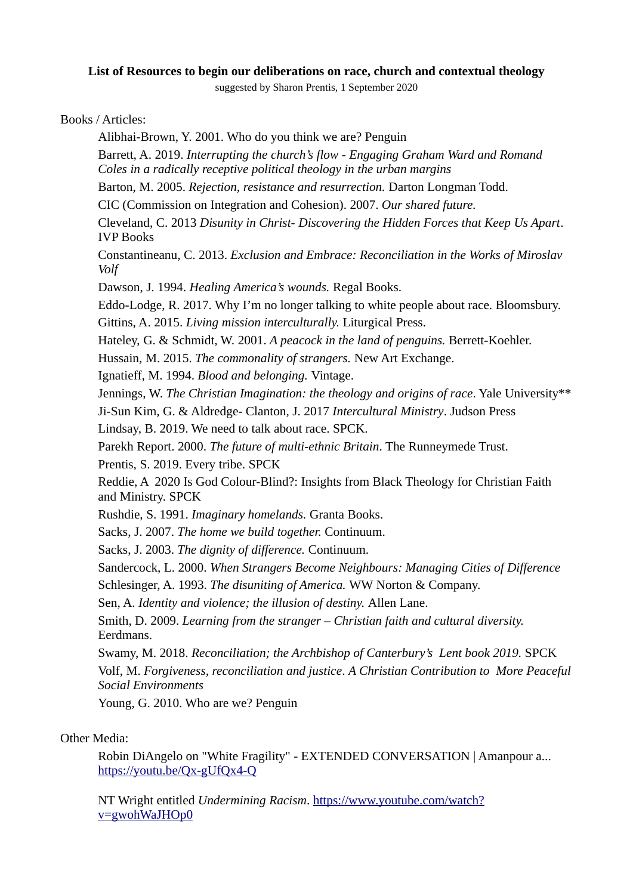**List of Resources to begin our deliberations on race, church and contextual theology**

suggested by Sharon Prentis, 1 September 2020

Books / Articles:

- Alibhai-Brown, Y. 2001. Who do you think we are? Penguin
- Barrett, A. 2019. *Interrupting the church's flow - Engaging Graham Ward and Romand Coles in a radically receptive political theology in the urban margins*
- Barton, M. 2005. *Rejection, resistance and resurrection.* Darton Longman Todd.
- CIC (Commission on Integration and Cohesion). 2007. *Our shared future.*
- Cleveland, C. 2013 *Disunity in Christ- Discovering the Hidden Forces that Keep Us Apart*. IVP Books
- Constantineanu, C. 2013. *Exclusion and Embrace: Reconciliation in the Works of Miroslav Volf*
- Dawson, J. 1994. *Healing America's wounds.* Regal Books.
- Eddo-Lodge, R. 2017. Why I'm no longer talking to white people about race. Bloomsbury.
- Gittins, A. 2015. *Living mission interculturally.* Liturgical Press.
- Hateley, G. & Schmidt, W. 2001. *A peacock in the land of penguins.* Berrett-Koehler.
- Hussain, M. 2015. *The commonality of strangers.* New Art Exchange.
- Ignatieff, M. 1994. *Blood and belonging.* Vintage.
- Jennings, W. *The Christian Imagination: the theology and origins of race*. Yale University**
- Ji-Sun Kim, G. & Aldredge- Clanton, J. 2017 *Intercultural Ministry*. Judson Press
- Lindsay, B. 2019. We need to talk about race. SPCK.
- Parekh Report. 2000. *The future of multi-ethnic Britain*. The Runneymede Trust.
- Prentis, S. 2019. Every tribe. SPCK
- Reddie, A 2020 Is God Colour-Blind?: Insights from Black Theology for Christian Faith and Ministry. SPCK
- Rushdie, S. 1991. *Imaginary homelands.* Granta Books.
- Sacks, J. 2007. *The home we build together.* Continuum.
- Sacks, J. 2003. *The dignity of difference.* Continuum.
- Sandercock, L. 2000. *When Strangers Become Neighbours: Managing Cities of Difference*
- Schlesinger, A. 1993. *The disuniting of America.* WW Norton & Company.
- Sen, A. *Identity and violence; the illusion of destiny.* Allen Lane.
- Smith, D. 2009. *Learning from the stranger – Christian faith and cultural diversity.* Eerdmans.
- Swamy, M. 2018. *Reconciliation; the Archbishop of Canterbury's Lent book 2019.* SPCK
- Volf, M. *Forgiveness, reconciliation and justice*. *A Christian Contribution to More Peaceful Social Environments*
- Young, G. 2010. Who are we? Penguin

Other Media:

- Robin DiAngelo on "White Fragility" - EXTENDED CONVERSATION | Amanpour a... https://youtu.be/Qx-gUfQx4-Q

- NT Wright entitled *Undermining Racism*. https://www.youtube.com/watch?v=gwohWaJHOp0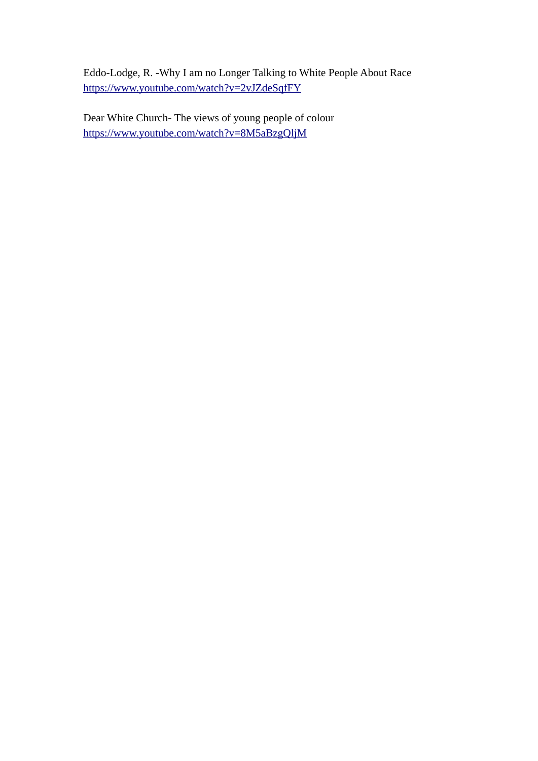Eddo-Lodge, R. -Why I am no Longer Talking to White People About Race
https://www.youtube.com/watch?v=2vJZdeSqfFY

Dear White Church- The views of young people of colour
https://www.youtube.com/watch?v=8M5aBzgQljM